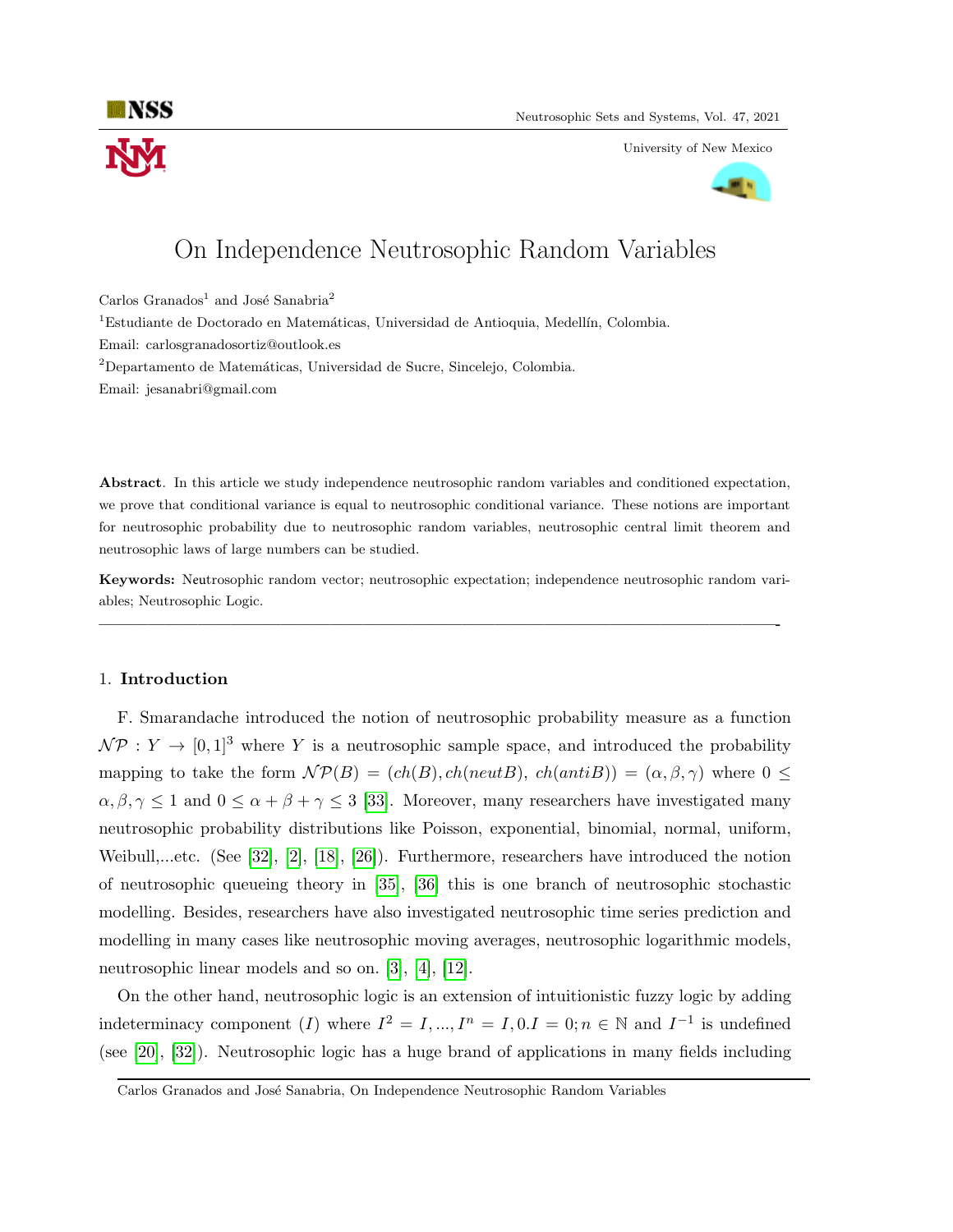# On Independence Neutrosophic Random Variables

Carlos Granados[1] and José Sanabria[2]

[1]Estudiante de Doctorado en Matemáticas, Universidad de Antioquia, Medellín, Colombia.

Email: carlosgranadosortiz@outlook.es

[2]Departamento de Matemáticas, Universidad de Sucre, Sincelejo, Colombia.

Email: jesanabri@gmail.com

**Abstract**. In this article we study independence neutrosophic random variables and conditioned expectation, we prove that conditional variance is equal to neutrosophic conditional variance. These notions are important for neutrosophic probability due to neutrosophic random variables, neutrosophic central limit theorem and neutrosophic laws of large numbers can be studied.

**Keywords:** Neutrosophic random vector; neutrosophic expectation; independence neutrosophic random variables; Neutrosophic Logic.

---

## 1. Introduction

F. Smarandache introduced the notion of neutrosophic probability measure as a function $\mathcal{NP} : Y \to [0, 1]^3$ where $Y$ is a neutrosophic sample space, and introduced the probability mapping to take the form $\mathcal{NP}(B) = (ch(B), ch(neutB), ch(antiB)) = (\alpha, \beta, \gamma)$ where $0 \leq \alpha, \beta, \gamma \leq 1$ and $0 \leq \alpha + \beta + \gamma \leq 3$ [33]. Moreover, many researchers have investigated many neutrosophic probability distributions like Poisson, exponential, binomial, normal, uniform, Weibull,...etc. (See [32], [2], [18], [26]). Furthermore, researchers have introduced the notion of neutrosophic queueing theory in [35], [36] this is one branch of neutrosophic stochastic modelling. Besides, researchers have also investigated neutrosophic time series prediction and modelling in many cases like neutrosophic moving averages, neutrosophic logarithmic models, neutrosophic linear models and so on. [3], [4], [12].

On the other hand, neutrosophic logic is an extension of intuitionistic fuzzy logic by adding indeterminacy component $(I)$ where $I^2 = I, ..., I^n = I, 0.I = 0; n \in \mathbb{N}$ and $I^{-1}$ is undefined (see [20], [32]). Neutrosophic logic has a huge brand of applications in many fields including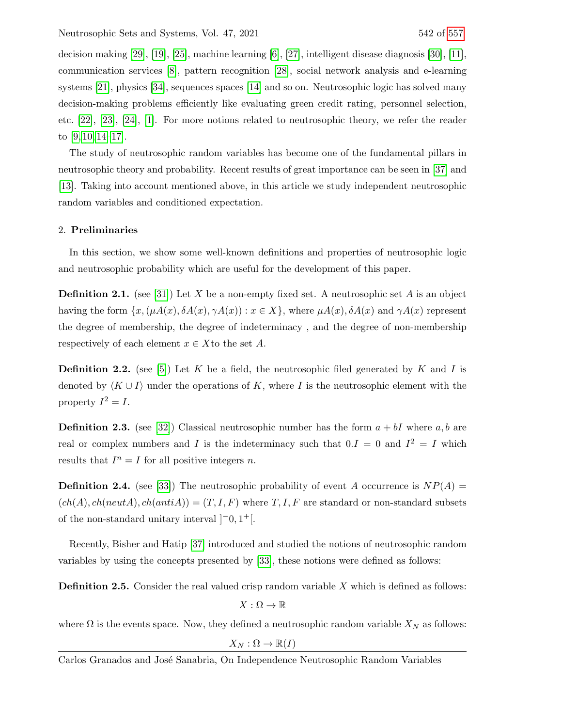decision making [29], [19], [25], machine learning [6], [27], intelligent disease diagnosis [30], [11], communication services [8], pattern recognition [28], social network analysis and e-learning systems [21], physics [34], sequences spaces [14] and so on. Neutrosophic logic has solved many decision-making problems efficiently like evaluating green credit rating, personnel selection, etc. [22], [23], [24], [1]. For more notions related to neutrosophic theory, we refer the reader to [9,10,14–17].

The study of neutrosophic random variables has become one of the fundamental pillars in neutrosophic theory and probability. Recent results of great importance can be seen in [37] and [13]. Taking into account mentioned above, in this article we study independent neutrosophic random variables and conditioned expectation.

## 2. Preliminaries

In this section, we show some well-known definitions and properties of neutrosophic logic and neutrosophic probability which are useful for the development of this paper.

**Definition 2.1.** (see [31]) Let $X$ be a non-empty fixed set. A neutrosophic set $A$ is an object having the form $\{x, (\mu A(x), \delta A(x), \gamma A(x)) : x \in X\}$, where $\mu A(x), \delta A(x)$ and $\gamma A(x)$ represent the degree of membership, the degree of indeterminacy , and the degree of non-membership respectively of each element $x \in X$to the set $A$.

**Definition 2.2.** (see [5]) Let $K$ be a field, the neutrosophic filed generated by $K$ and $I$ is denoted by $\langle K \cup I \rangle$ under the operations of $K$, where $I$ is the neutrosophic element with the property $I^2 = I$.

**Definition 2.3.** (see [32]) Classical neutrosophic number has the form $a + bI$ where $a, b$ are real or complex numbers and $I$ is the indeterminacy such that $0.I = 0$ and $I^2 = I$ which results that $I^n = I$ for all positive integers $n$.

**Definition 2.4.** (see [33]) The neutrosophic probability of event $A$ occurrence is $NP(A) = (ch(A), ch(neutA), ch(antiA)) = (T, I, F)$ where $T, I, F$ are standard or non-standard subsets of the non-standard unitary interval $]^{-}0, 1^{+}[$.

Recently, Bisher and Hatip [37] introduced and studied the notions of neutrosophic random variables by using the concepts presented by [33], these notions were defined as follows:

**Definition 2.5.** Consider the real valued crisp random variable $X$ which is defined as follows:

$$X : \Omega \to \mathbb{R}$$

where $\Omega$ is the events space. Now, they defined a neutrosophic random variable $X_N$ as follows:

$$X_N : \Omega \to \mathbb{R}(I)$$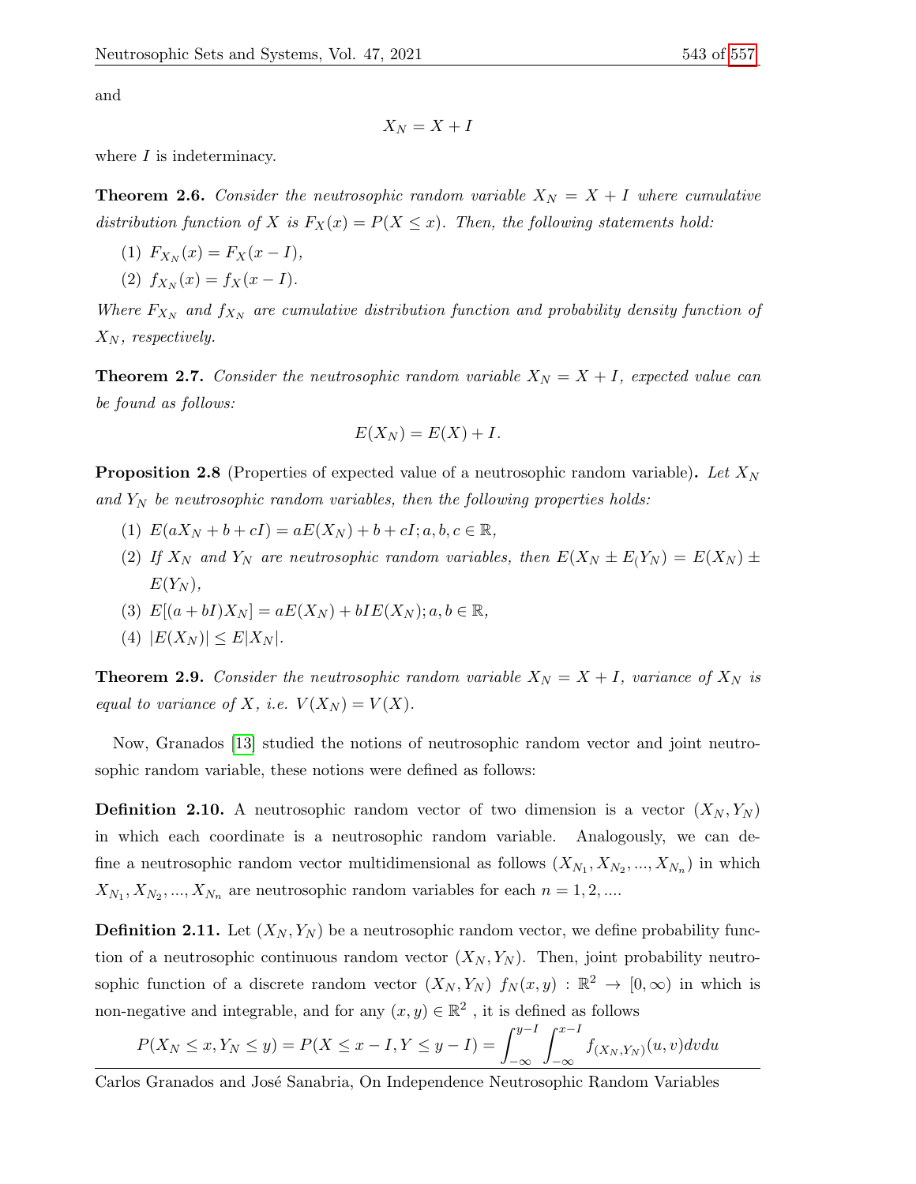and

$$X_N = X + I$$

where $I$ is indeterminacy.

**Theorem 2.6.** *Consider the neutrosophic random variable $X_N = X + I$ where cumulative distribution function of $X$ is $F_X(x) = P(X \leq x)$. Then, the following statements hold:*

1. $F_{X_N}(x) = F_X(x - I)$,
2. $f_{X_N}(x) = f_X(x - I)$.

*Where $F_{X_N}$ and $f_{X_N}$ are cumulative distribution function and probability density function of $X_N$, respectively.*

**Theorem 2.7.** *Consider the neutrosophic random variable $X_N = X + I$, expected value can be found as follows:*

$$E(X_N) = E(X) + I.$$

**Proposition 2.8** (Properties of expected value of a neutrosophic random variable)**.** *Let $X_N$ and $Y_N$ be neutrosophic random variables, then the following properties holds:*

1. $E(aX_N + b + cI) = aE(X_N) + b + cI; a, b, c \in \mathbb{R}$,
2. *If $X_N$ and $Y_N$ are neutrosophic random variables, then $E(X_N \pm E_(Y_N) = E(X_N) \pm E(Y_N)$,*
3. $E[(a + bI)X_N] = aE(X_N) + bIE(X_N); a, b \in \mathbb{R}$,
4. $|E(X_N)| \leq E|X_N|$.

**Theorem 2.9.** *Consider the neutrosophic random variable $X_N = X + I$, variance of $X_N$ is equal to variance of $X$, i.e. $V(X_N) = V(X)$.*

Now, Granados [13] studied the notions of neutrosophic random vector and joint neutrosophic random variable, these notions were defined as follows:

**Definition 2.10.** A neutrosophic random vector of two dimension is a vector $(X_N, Y_N)$ in which each coordinate is a neutrosophic random variable. Analogously, we can define a neutrosophic random vector multidimensional as follows $(X_{N_1}, X_{N_2}, ..., X_{N_n})$ in which $X_{N_1}, X_{N_2}, ..., X_{N_n}$ are neutrosophic random variables for each $n = 1, 2, ....$

**Definition 2.11.** Let $(X_N, Y_N)$ be a neutrosophic random vector, we define probability function of a neutrosophic continuous random vector $(X_N, Y_N)$. Then, joint probability neutrosophic function of a discrete random vector $(X_N, Y_N)$ $f_N(x, y) : \mathbb{R}^2 \to [0, \infty)$ in which is non-negative and integrable, and for any $(x, y) \in \mathbb{R}^2$ , it is defined as follows

$$P(X_N \leq x, Y_N \leq y) = P(X \leq x - I, Y \leq y - I) = \int_{-\infty}^{y-I} \int_{-\infty}^{x-I} f_{(X_N, Y_N)}(u, v) dv du$$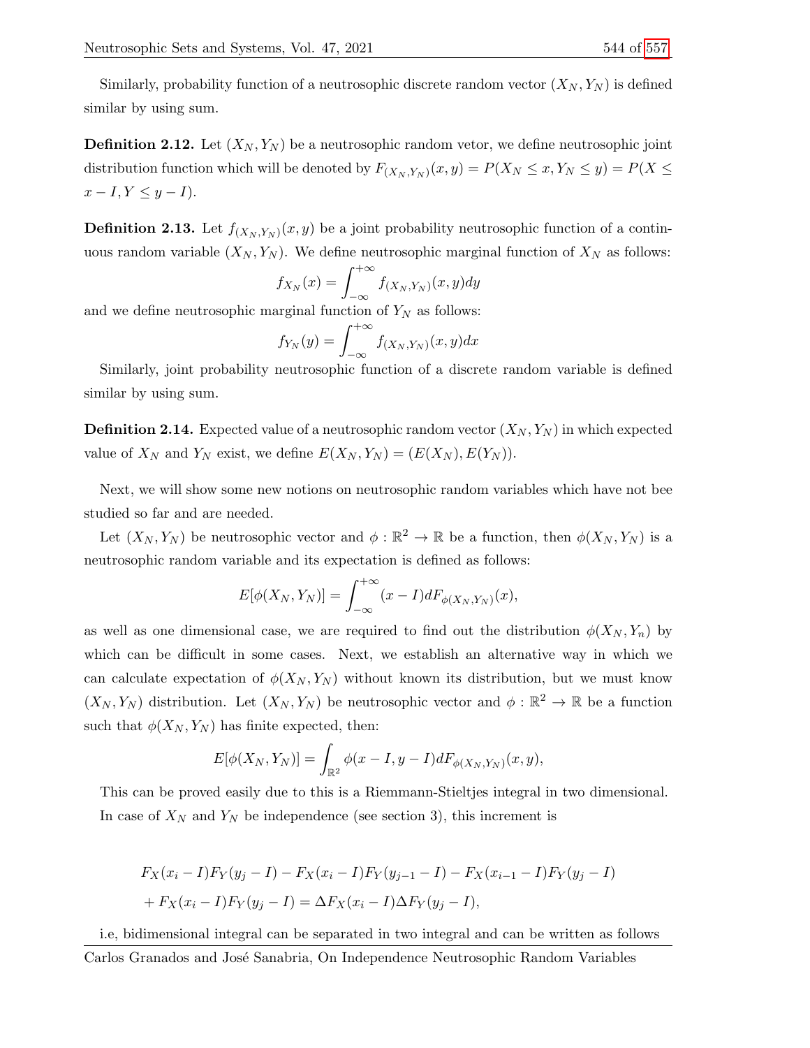Similarly, probability function of a neutrosophic discrete random vector $(X_N, Y_N)$ is defined similar by using sum.

**Definition 2.12.** Let $(X_N, Y_N)$ be a neutrosophic random vetor, we define neutrosophic joint distribution function which will be denoted by $F_{(X_N,Y_N)}(x,y) = P(X_N \leq x, Y_N \leq y) = P(X \leq x - I, Y \leq y - I)$.

**Definition 2.13.** Let $f_{(X_N,Y_N)}(x,y)$ be a joint probability neutrosophic function of a continuous random variable $(X_N, Y_N)$. We define neutrosophic marginal function of $X_N$ as follows:

$$f_{X_N}(x) = \int_{-\infty}^{+\infty} f_{(X_N,Y_N)}(x,y)dy$$

and we define neutrosophic marginal function of $Y_N$ as follows:

$$f_{Y_N}(y) = \int_{-\infty}^{+\infty} f_{(X_N,Y_N)}(x,y)dx$$

Similarly, joint probability neutrosophic function of a discrete random variable is defined similar by using sum.

**Definition 2.14.** Expected value of a neutrosophic random vector $(X_N, Y_N)$ in which expected value of $X_N$ and $Y_N$ exist, we define $E(X_N, Y_N) = (E(X_N), E(Y_N))$.

Next, we will show some new notions on neutrosophic random variables which have not bee studied so far and are needed.

Let $(X_N, Y_N)$ be neutrosophic vector and $\phi : \mathbb{R}^2 \to \mathbb{R}$ be a function, then $\phi(X_N, Y_N)$ is a neutrosophic random variable and its expectation is defined as follows:

$$E[\phi(X_N, Y_N)] = \int_{-\infty}^{+\infty} (x - I)dF_{\phi(X_N,Y_N)}(x),$$

as well as one dimensional case, we are required to find out the distribution $\phi(X_N, Y_n)$ by which can be difficult in some cases. Next, we establish an alternative way in which we can calculate expectation of $\phi(X_N, Y_N)$ without known its distribution, but we must know $(X_N, Y_N)$ distribution. Let $(X_N, Y_N)$ be neutrosophic vector and $\phi : \mathbb{R}^2 \to \mathbb{R}$ be a function such that $\phi(X_N, Y_N)$ has finite expected, then:

$$E[\phi(X_N, Y_N)] = \int_{\mathbb{R}^2} \phi(x - I, y - I)dF_{\phi(X_N,Y_N)}(x,y),$$

This can be proved easily due to this is a Riemmann-Stieltjes integral in two dimensional. In case of $X_N$ and $Y_N$ be independence (see section 3), this increment is

$$\begin{aligned}
&F_X(x_i - I)F_Y(y_j - I) - F_X(x_i - I)F_Y(y_{j-1} - I) - F_X(x_{i-1} - I)F_Y(y_j - I) \\
&+ F_X(x_i - I)F_Y(y_j - I) = \Delta F_X(x_i - I)\Delta F_Y(y_j - I),
\end{aligned}$$

i.e, bidimensional integral can be separated in two integral and can be written as follows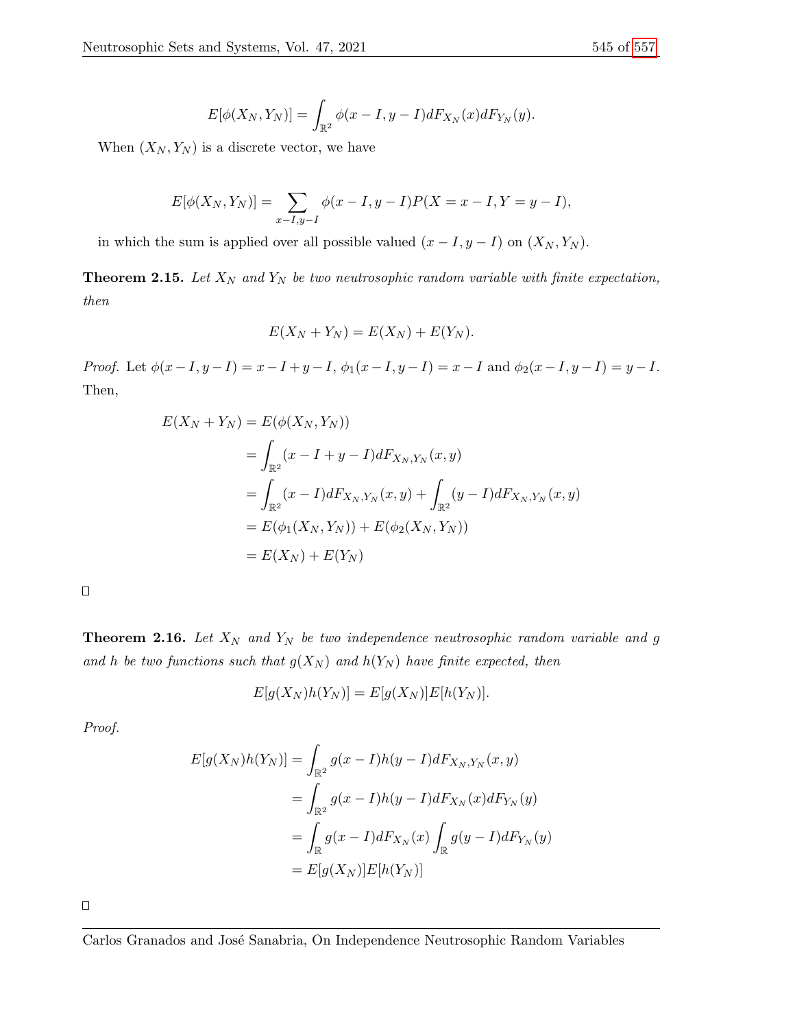$$E[\phi(X_N, Y_N)] = \int_{\mathbb{R}^2} \phi(x - I, y - I) dF_{X_N}(x) dF_{Y_N}(y).$$

When $(X_N, Y_N)$ is a discrete vector, we have

$$E[\phi(X_N, Y_N)] = \sum_{x-I, y-I} \phi(x - I, y - I) P(X = x - I, Y = y - I),$$

in which the sum is applied over all possible valued $(x - I, y - I)$ on $(X_N, Y_N)$.

**Theorem 2.15.** *Let $X_N$ and $Y_N$ be two neutrosophic random variable with finite expectation, then*

$$E(X_N + Y_N) = E(X_N) + E(Y_N).$$

*Proof.* Let $\phi(x - I, y - I) = x - I + y - I$, $\phi_1(x - I, y - I) = x - I$ and $\phi_2(x - I, y - I) = y - I$. Then,

$$\begin{aligned}
E(X_N + Y_N) &= E(\phi(X_N, Y_N)) \\
&= \int_{\mathbb{R}^2} (x - I + y - I) dF_{X_N, Y_N}(x, y) \\
&= \int_{\mathbb{R}^2} (x - I) dF_{X_N, Y_N}(x, y) + \int_{\mathbb{R}^2} (y - I) dF_{X_N, Y_N}(x, y) \\
&= E(\phi_1(X_N, Y_N)) + E(\phi_2(X_N, Y_N)) \\
&= E(X_N) + E(Y_N)
\end{aligned}$$

□

**Theorem 2.16.** *Let $X_N$ and $Y_N$ be two independence neutrosophic random variable and $g$ and $h$ be two functions such that $g(X_N)$ and $h(Y_N)$ have finite expected, then*

$$E[g(X_N)h(Y_N)] = E[g(X_N)]E[h(Y_N)].$$

*Proof.*

$$\begin{aligned}
E[g(X_N)h(Y_N)] &= \int_{\mathbb{R}^2} g(x - I)h(y - I) dF_{X_N, Y_N}(x, y) \\
&= \int_{\mathbb{R}^2} g(x - I)h(y - I) dF_{X_N}(x) dF_{Y_N}(y) \\
&= \int_{\mathbb{R}} g(x - I) dF_{X_N}(x) \int_{\mathbb{R}} g(y - I) dF_{Y_N}(y) \\
&= E[g(X_N)]E[h(Y_N)]
\end{aligned}$$

□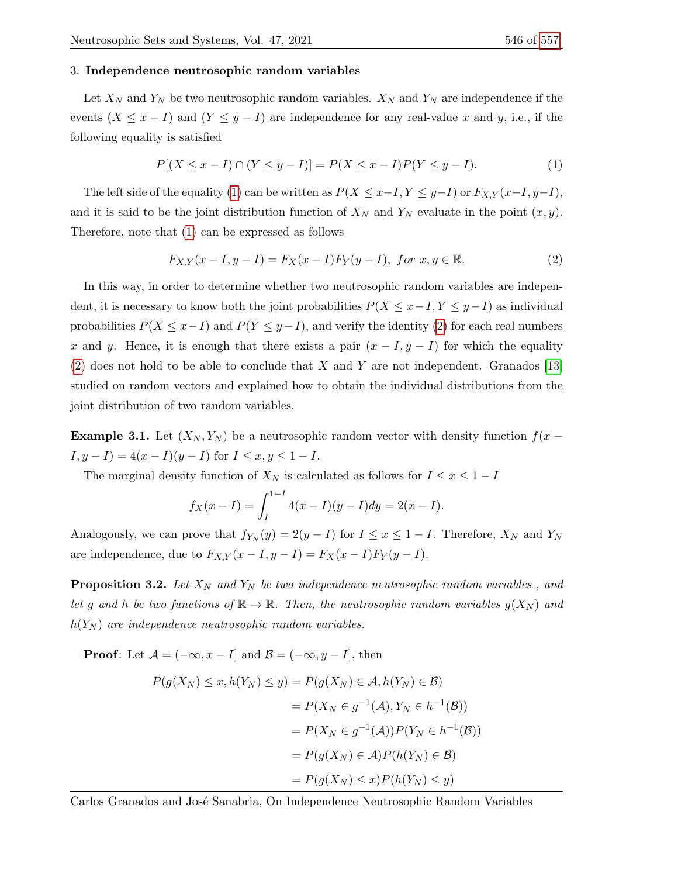3. **Independence neutrosophic random variables**

Let $X_N$ and $Y_N$ be two neutrosophic random variables. $X_N$ and $Y_N$ are independence if the events $(X \leq x - I)$ and $(Y \leq y - I)$ are independence for any real-value $x$ and $y$, i.e., if the following equality is satisfied

$$P[(X \leq x - I) \cap (Y \leq y - I)] = P(X \leq x - I)P(Y \leq y - I). \tag{1}$$

The left side of the equality (1) can be written as $P(X \leq x-I, Y \leq y-I)$ or $F_{X,Y}(x-I, y-I)$, and it is said to be the joint distribution function of $X_N$ and $Y_N$ evaluate in the point $(x, y)$. Therefore, note that (1) can be expressed as follows

$$F_{X,Y}(x - I, y - I) = F_X(x - I)F_Y(y - I), \ for\ x, y \in \mathbb{R}. \tag{2}$$

In this way, in order to determine whether two neutrosophic random variables are independent, it is necessary to know both the joint probabilities $P(X \leq x-I, Y \leq y-I)$ as individual probabilities $P(X \leq x-I)$ and $P(Y \leq y-I)$, and verify the identity (2) for each real numbers $x$ and $y$. Hence, it is enough that there exists a pair $(x - I, y - I)$ for which the equality (2) does not hold to be able to conclude that $X$ and $Y$ are not independent. Granados [13] studied on random vectors and explained how to obtain the individual distributions from the joint distribution of two random variables.

**Example 3.1.** Let $(X_N, Y_N)$ be a neutrosophic random vector with density function $f(x - I, y - I) = 4(x - I)(y - I)$ for $I \leq x, y \leq 1 - I$.

The marginal density function of $X_N$ is calculated as follows for $I \leq x \leq 1 - I$

$$f_X(x - I) = \int_I^{1-I} 4(x - I)(y - I)dy = 2(x - I).$$

Analogously, we can prove that $f_{Y_N}(y) = 2(y - I)$ for $I \leq x \leq 1 - I$. Therefore, $X_N$ and $Y_N$ are independence, due to $F_{X,Y}(x - I, y - I) = F_X(x - I)F_Y(y - I)$.

**Proposition 3.2.** *Let $X_N$ and $Y_N$ be two independence neutrosophic random variables , and let $g$ and $h$ be two functions of $\mathbb{R} \to \mathbb{R}$. Then, the neutrosophic random variables $g(X_N)$ and $h(Y_N)$ are independence neutrosophic random variables.*

**Proof**: Let $\mathcal{A} = (-\infty, x - I]$ and $\mathcal{B} = (-\infty, y - I]$, then

$$\begin{aligned}
P(g(X_N) \leq x, h(Y_N) \leq y) &= P(g(X_N) \in \mathcal{A}, h(Y_N) \in \mathcal{B}) \\
&= P(X_N \in g^{-1}(\mathcal{A}), Y_N \in h^{-1}(\mathcal{B})) \\
&= P(X_N \in g^{-1}(\mathcal{A}))P(Y_N \in h^{-1}(\mathcal{B})) \\
&= P(g(X_N) \in \mathcal{A})P(h(Y_N) \in \mathcal{B}) \\
&= P(g(X_N) \leq x)P(h(Y_N) \leq y)
\end{aligned}$$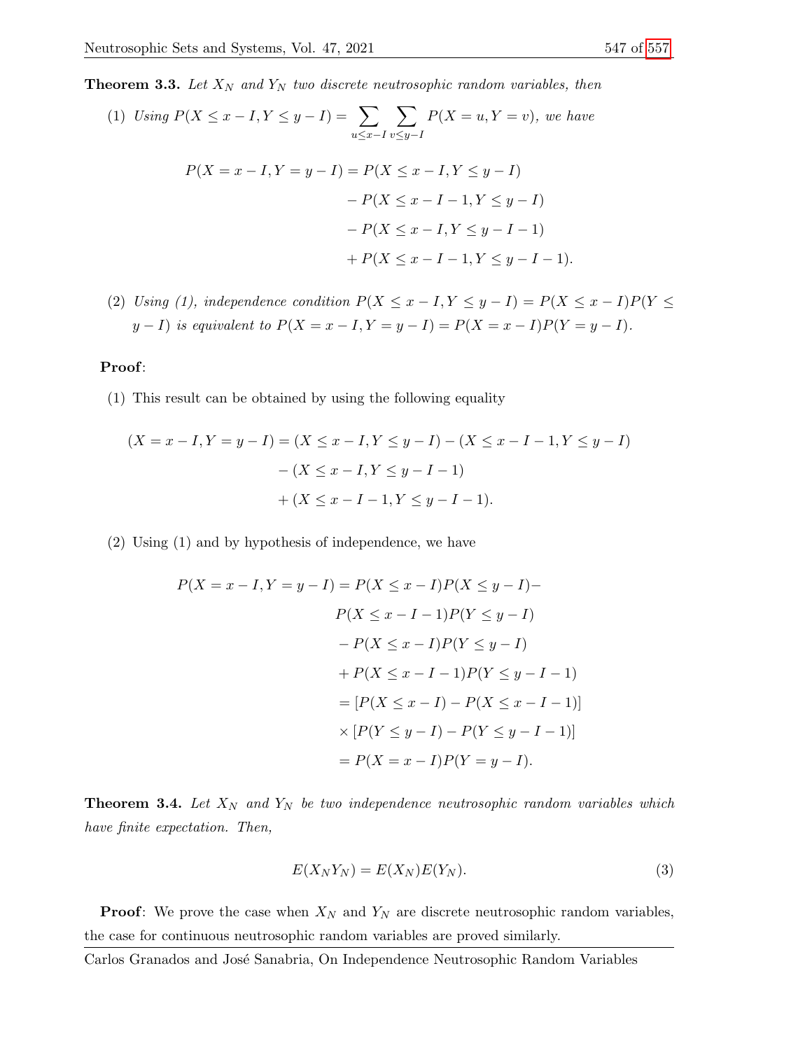**Theorem 3.3.** *Let $X_N$ and $Y_N$ two discrete neutrosophic random variables, then*

(1) *Using $P(X \leq x - I, Y \leq y - I) = \sum_{u \leq x-I} \sum_{v \leq y-I} P(X = u, Y = v)$, we have*

$$
\begin{aligned}
P(X = x - I, Y = y - I) = & \; P(X \leq x - I, Y \leq y - I) \\
& - P(X \leq x - I - 1, Y \leq y - I) \\
& - P(X \leq x - I, Y \leq y - I - 1) \\
& + P(X \leq x - I - 1, Y \leq y - I - 1).
\end{aligned}
$$

(2) *Using (1), independence condition $P(X \leq x - I, Y \leq y - I) = P(X \leq x - I)P(Y \leq y - I)$ is equivalent to $P(X = x - I, Y = y - I) = P(X = x - I)P(Y = y - I)$.*

**Proof**:

(1) This result can be obtained by using the following equality

$$
\begin{aligned}
(X = x - I, Y = y - I) = & \; (X \leq x - I, Y \leq y - I) - (X \leq x - I - 1, Y \leq y - I) \\
& - (X \leq x - I, Y \leq y - I - 1) \\
& + (X \leq x - I - 1, Y \leq y - I - 1).
\end{aligned}
$$

(2) Using (1) and by hypothesis of independence, we have

$$
\begin{aligned}
P(X = x - I, Y = y - I) = & \; P(X \leq x - I)P(X \leq y - I) - \\
& P(X \leq x - I - 1)P(Y \leq y - I) \\
& - P(X \leq x - I)P(Y \leq y - I) \\
& + P(X \leq x - I - 1)P(Y \leq y - I - 1) \\
& = [P(X \leq x - I) - P(X \leq x - I - 1)] \\
& \times [P(Y \leq y - I) - P(Y \leq y - I - 1)] \\
& = P(X = x - I)P(Y = y - I).
\end{aligned}
$$

**Theorem 3.4.** *Let $X_N$ and $Y_N$ be two independence neutrosophic random variables which have finite expectation. Then,*

$$
E(X_N Y_N) = E(X_N)E(Y_N). \tag{3}
$$

**Proof**: We prove the case when $X_N$ and $Y_N$ are discrete neutrosophic random variables, the case for continuous neutrosophic random variables are proved similarly.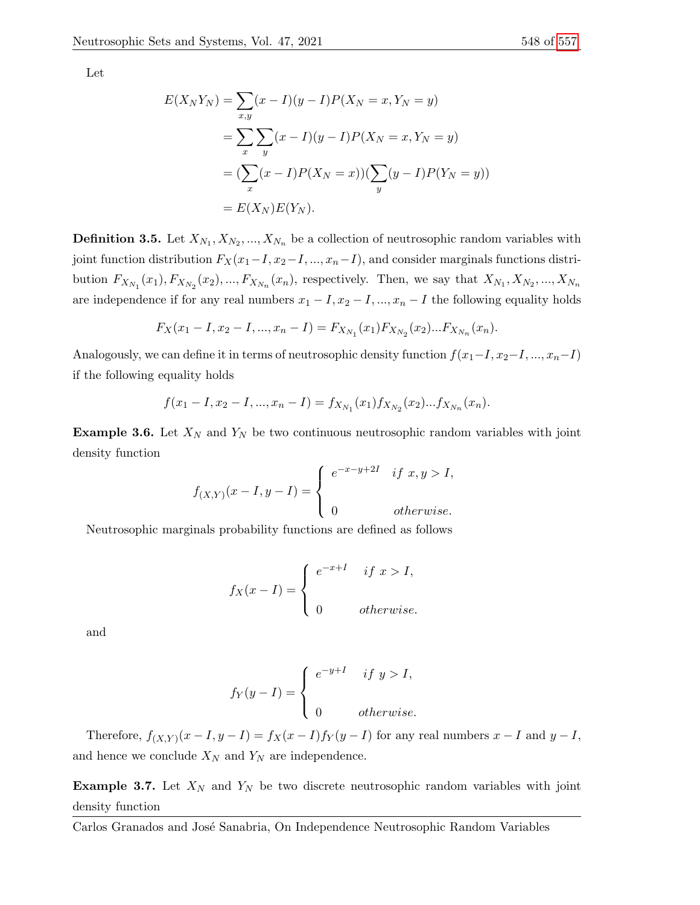Let

$$
\begin{aligned}
E(X_N Y_N) &= \sum_{x,y}(x-I)(y-I)P(X_N = x, Y_N = y) \\
&= \sum_{x}\sum_{y}(x-I)(y-I)P(X_N = x, Y_N = y) \\
&= (\sum_{x}(x-I)P(X_N = x))(\sum_{y}(y-I)P(Y_N = y)) \\
&= E(X_N)E(Y_N).
\end{aligned}
$$

**Definition 3.5.** Let $X_{N_1}, X_{N_2}, ..., X_{N_n}$ be a collection of neutrosophic random variables with joint function distribution $F_X(x_1-I, x_2-I, ..., x_n-I)$, and consider marginals functions distribution $F_{X_{N_1}}(x_1), F_{X_{N_2}}(x_2), ..., F_{X_{N_n}}(x_n)$, respectively. Then, we say that $X_{N_1}, X_{N_2}, ..., X_{N_n}$ are independence if for any real numbers $x_1 - I, x_2 - I, ..., x_n - I$ the following equality holds

$$
F_X(x_1 - I, x_2 - I, ..., x_n - I) = F_{X_{N_1}}(x_1)F_{X_{N_2}}(x_2)...F_{X_{N_n}}(x_n).
$$

Analogously, we can define it in terms of neutrosophic density function $f(x_1-I, x_2-I, ..., x_n-I)$ if the following equality holds

$$
f(x_1 - I, x_2 - I, ..., x_n - I) = f_{X_{N_1}}(x_1)f_{X_{N_2}}(x_2)...f_{X_{N_n}}(x_n).
$$

**Example 3.6.** Let $X_N$ and $Y_N$ be two continuous neutrosophic random variables with joint density function

$$
f_{(X,Y)}(x-I, y-I) = \begin{cases} e^{-x-y+2I} & if\ x, y > I, \\ \\ 0 & otherwise. \end{cases}
$$

Neutrosophic marginals probability functions are defined as follows

$$
f_X(x-I) = \begin{cases} e^{-x+I} & if\ x > I, \\ \\ 0 & otherwise. \end{cases}
$$

and

$$
f_Y(y-I) = \begin{cases} e^{-y+I} & if\ y > I, \\ \\ 0 & otherwise. \end{cases}
$$

Therefore, $f_{(X,Y)}(x-I, y-I) = f_X(x-I)f_Y(y-I)$ for any real numbers $x-I$ and $y-I$, and hence we conclude $X_N$ and $Y_N$ are independence.

**Example 3.7.** Let $X_N$ and $Y_N$ be two discrete neutrosophic random variables with joint density function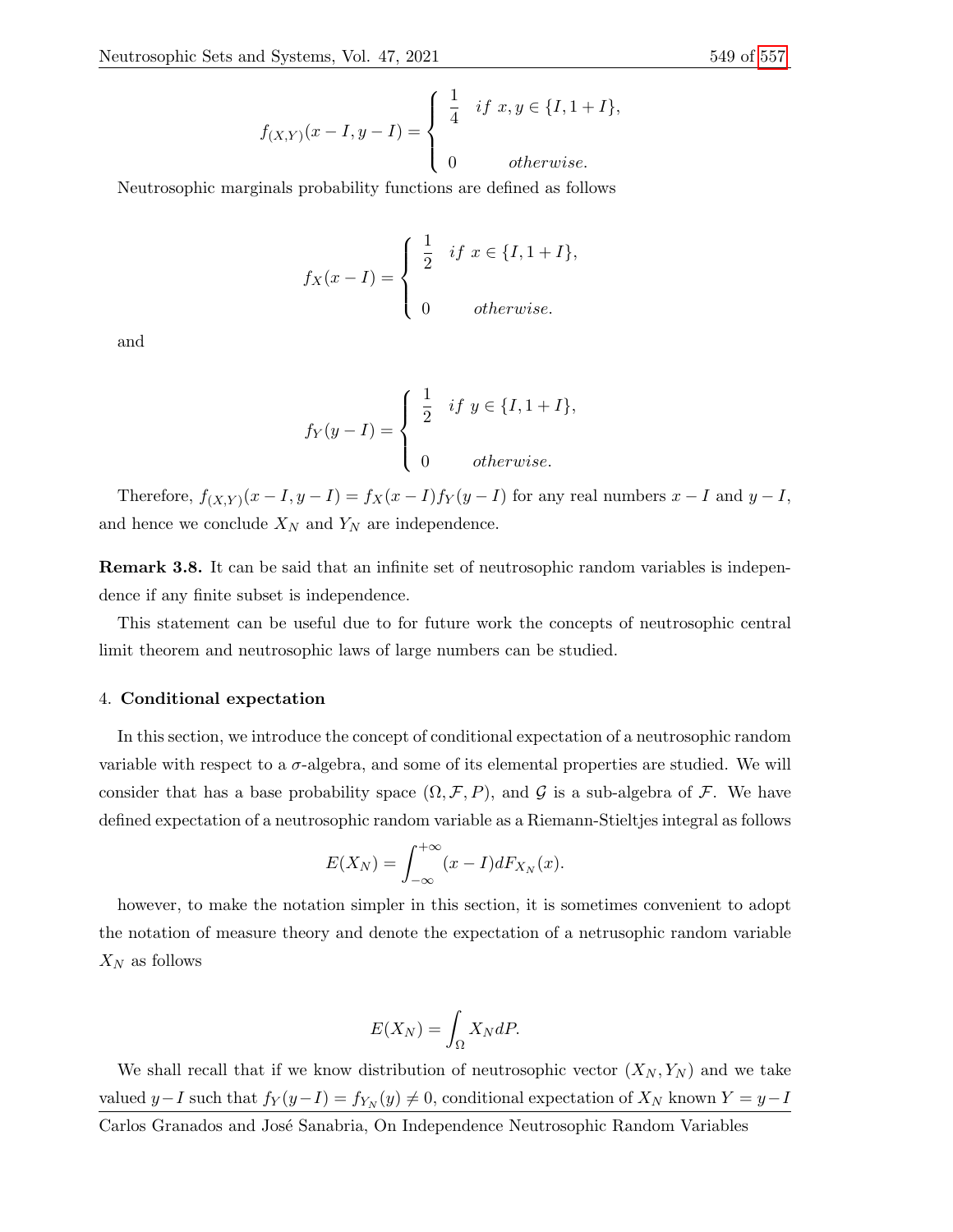$$f_{(X,Y)}(x-I,y-I)=\begin{cases}\dfrac{1}{4} & if\ x,y\in\{I,1+I\},\\[2ex] 0 & otherwise.\end{cases}$$

Neutrosophic marginals probability functions are defined as follows

$$f_X(x-I)=\begin{cases}\dfrac{1}{2} & if\ x\in\{I,1+I\},\\[2ex] 0 & otherwise.\end{cases}$$

and

$$f_Y(y-I)=\begin{cases}\dfrac{1}{2} & if\ y\in\{I,1+I\},\\[2ex] 0 & otherwise.\end{cases}$$

Therefore, $f_{(X,Y)}(x-I,y-I)=f_X(x-I)f_Y(y-I)$ for any real numbers $x-I$ and $y-I$, and hence we conclude $X_N$ and $Y_N$ are independence.

**Remark 3.8.** It can be said that an infinite set of neutrosophic random variables is independence if any finite subset is independence.

This statement can be useful due to for future work the concepts of neutrosophic central limit theorem and neutrosophic laws of large numbers can be studied.

## 4. Conditional expectation

In this section, we introduce the concept of conditional expectation of a neutrosophic random variable with respect to a $\sigma$-algebra, and some of its elemental properties are studied. We will consider that has a base probability space $(\Omega,\mathcal{F},P)$, and $\mathcal{G}$ is a sub-algebra of $\mathcal{F}$. We have defined expectation of a neutrosophic random variable as a Riemann-Stieltjes integral as follows

$$E(X_N)=\int_{-\infty}^{+\infty}(x-I)dF_{X_N}(x).$$

however, to make the notation simpler in this section, it is sometimes convenient to adopt the notation of measure theory and denote the expectation of a netrusophic random variable $X_N$ as follows

$$E(X_N)=\int_\Omega X_N dP.$$

We shall recall that if we know distribution of neutrosophic vector $(X_N,Y_N)$ and we take valued $y-I$ such that $f_Y(y-I)=f_{Y_N}(y)\neq 0$, conditional expectation of $X_N$ known $Y=y-I$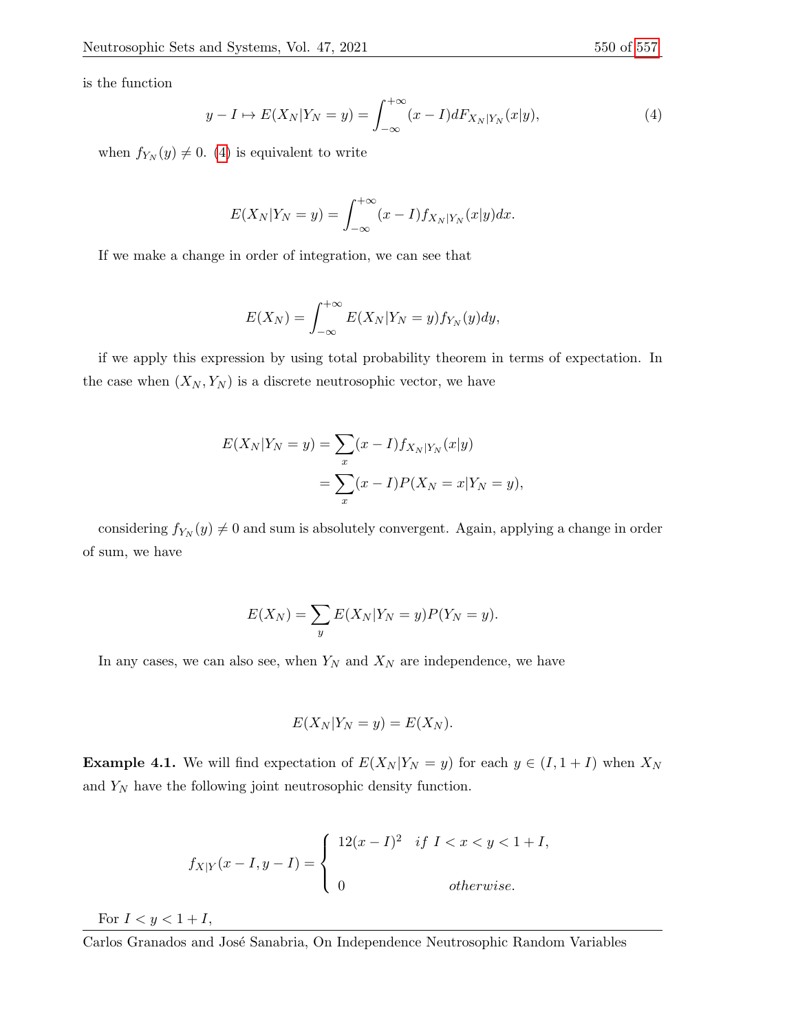is the function

$$y - I \mapsto E(X_N|Y_N = y) = \int_{-\infty}^{+\infty} (x - I) dF_{X_N|Y_N}(x|y), \tag{4}$$

when $f_{Y_N}(y) \neq 0$. (4) is equivalent to write

$$E(X_N|Y_N = y) = \int_{-\infty}^{+\infty} (x - I) f_{X_N|Y_N}(x|y) dx.$$

If we make a change in order of integration, we can see that

$$E(X_N) = \int_{-\infty}^{+\infty} E(X_N|Y_N = y) f_{Y_N}(y) dy,$$

if we apply this expression by using total probability theorem in terms of expectation. In the case when $(X_N, Y_N)$ is a discrete neutrosophic vector, we have

$$\begin{aligned} E(X_N|Y_N = y) &= \sum_x (x - I) f_{X_N|Y_N}(x|y) \\ &= \sum_x (x - I) P(X_N = x|Y_N = y), \end{aligned}$$

considering $f_{Y_N}(y) \neq 0$ and sum is absolutely convergent. Again, applying a change in order of sum, we have

$$E(X_N) = \sum_y E(X_N|Y_N = y) P(Y_N = y).$$

In any cases, we can also see, when $Y_N$ and $X_N$ are independence, we have

$$E(X_N|Y_N = y) = E(X_N).$$

**Example 4.1.** We will find expectation of $E(X_N|Y_N = y)$ for each $y \in (I, 1 + I)$ when $X_N$ and $Y_N$ have the following joint neutrosophic density function.

$$f_{X|Y}(x - I, y - I) = \begin{cases} 12(x - I)^2 & if \ I < x < y < 1 + I, \\ \\ 0 & otherwise. \end{cases}$$

For $I < y < 1 + I$,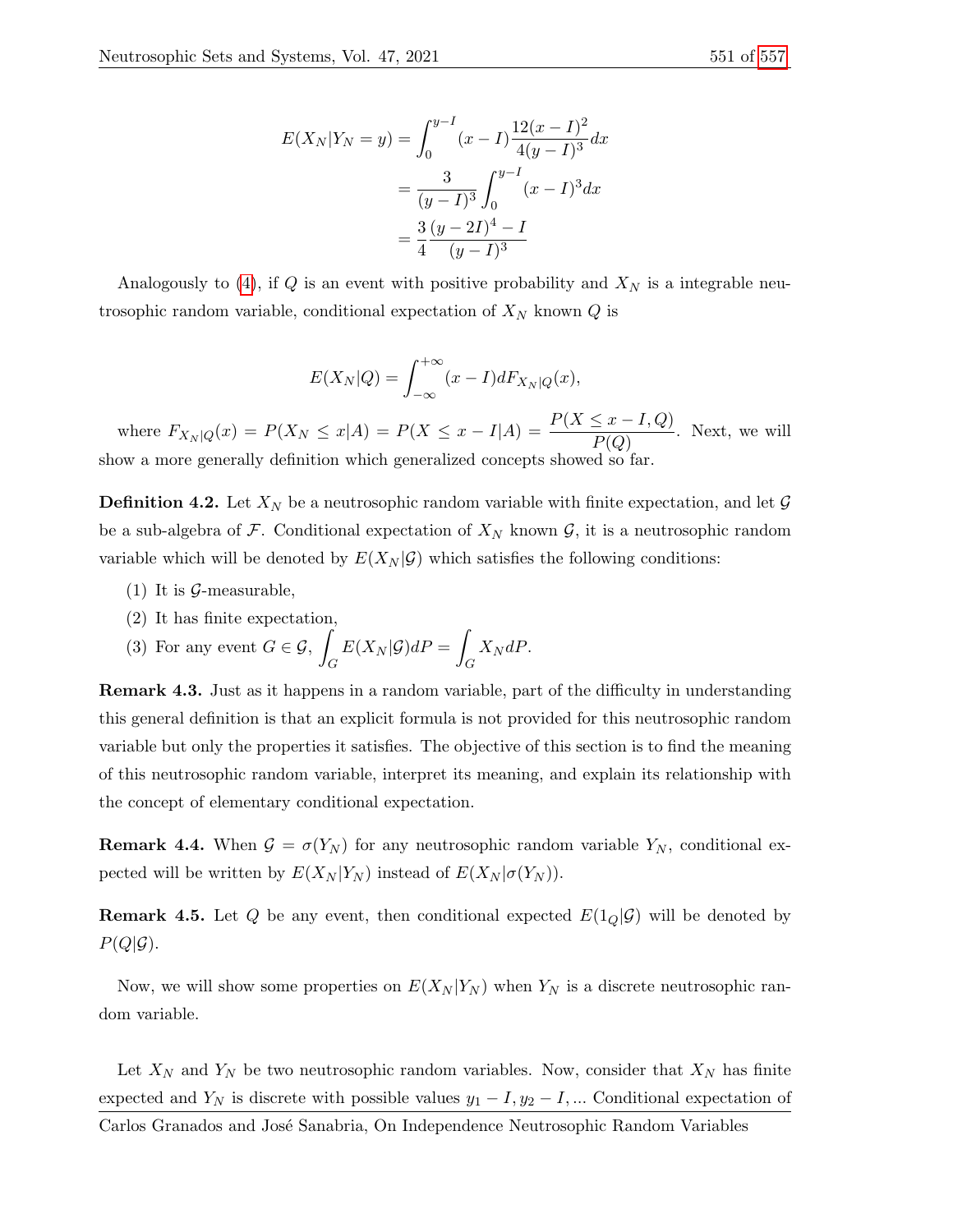$$
\begin{aligned}
E(X_N|Y_N = y) &= \int_0^{y-I} (x - I)\frac{12(x-I)^2}{4(y-I)^3}dx \\
&= \frac{3}{(y-I)^3}\int_0^{y-I} (x-I)^3 dx \\
&= \frac{3}{4}\frac{(y-2I)^4 - I}{(y-I)^3}
\end{aligned}
$$

Analogously to (4), if $Q$ is an event with positive probability and $X_N$ is a integrable neutrosophic random variable, conditional expectation of $X_N$ known $Q$ is

$$
E(X_N|Q) = \int_{-\infty}^{+\infty} (x - I)dF_{X_N|Q}(x),
$$

where $F_{X_N|Q}(x) = P(X_N \leq x|A) = P(X \leq x - I|A) = \dfrac{P(X \leq x - I, Q)}{P(Q)}$. Next, we will show a more generally definition which generalized concepts showed so far.

**Definition 4.2.** Let $X_N$ be a neutrosophic random variable with finite expectation, and let $\mathcal{G}$ be a sub-algebra of $\mathcal{F}$. Conditional expectation of $X_N$ known $\mathcal{G}$, it is a neutrosophic random variable which will be denoted by $E(X_N|\mathcal{G})$ which satisfies the following conditions:

(1) It is $\mathcal{G}$-measurable,

(2) It has finite expectation,

(3) For any event $G \in \mathcal{G}$, $\displaystyle\int_G E(X_N|\mathcal{G})dP = \int_G X_N dP$.

**Remark 4.3.** Just as it happens in a random variable, part of the difficulty in understanding this general definition is that an explicit formula is not provided for this neutrosophic random variable but only the properties it satisfies. The objective of this section is to find the meaning of this neutrosophic random variable, interpret its meaning, and explain its relationship with the concept of elementary conditional expectation.

**Remark 4.4.** When $\mathcal{G} = \sigma(Y_N)$ for any neutrosophic random variable $Y_N$, conditional expected will be written by $E(X_N|Y_N)$ instead of $E(X_N|\sigma(Y_N))$.

**Remark 4.5.** Let $Q$ be any event, then conditional expected $E(1_Q|\mathcal{G})$ will be denoted by $P(Q|\mathcal{G})$.

Now, we will show some properties on $E(X_N|Y_N)$ when $Y_N$ is a discrete neutrosophic random variable.

Let $X_N$ and $Y_N$ be two neutrosophic random variables. Now, consider that $X_N$ has finite expected and $Y_N$ is discrete with possible values $y_1 - I, y_2 - I, \ldots$ Conditional expectation of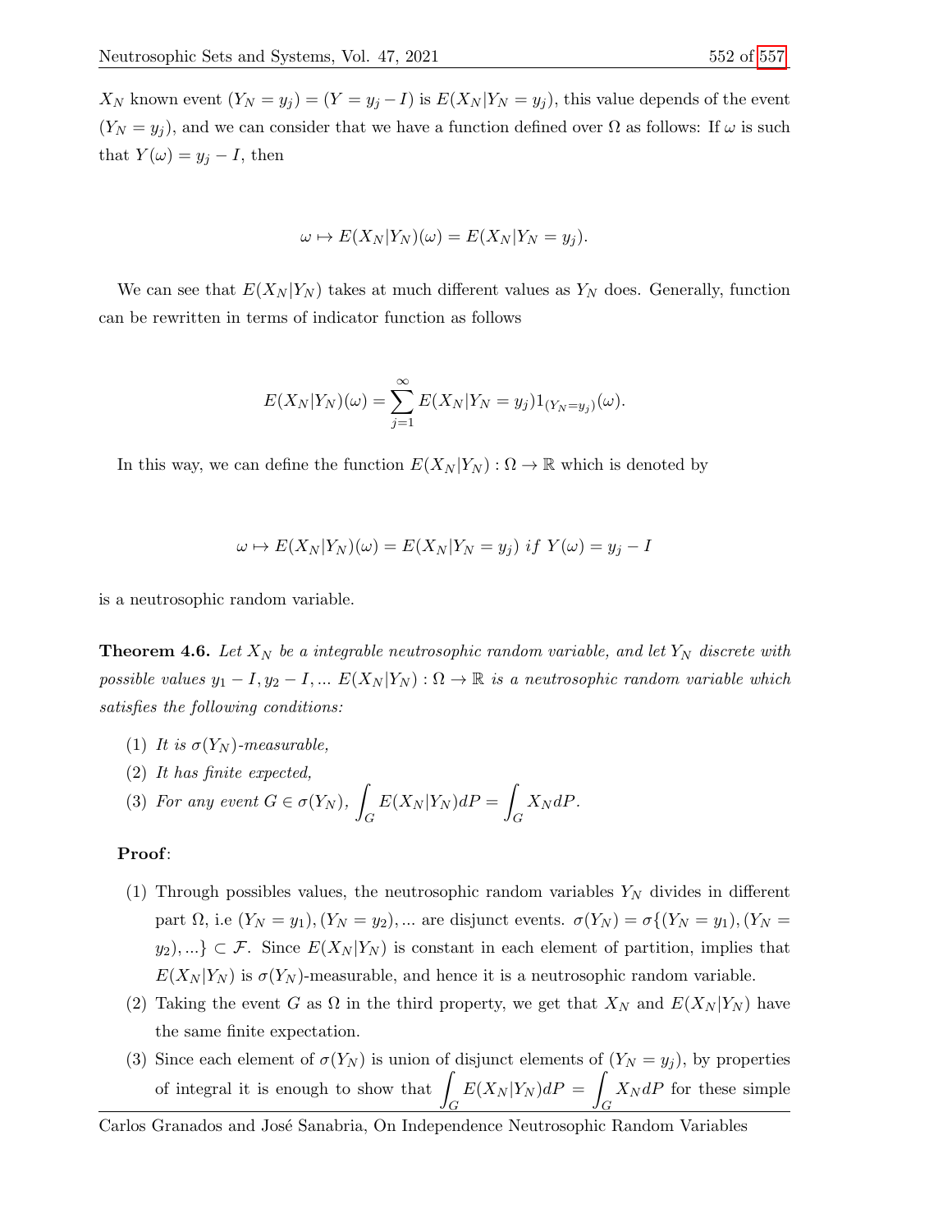$X_N$ known event $(Y_N = y_j) = (Y = y_j - I)$ is $E(X_N|Y_N = y_j)$, this value depends of the event $(Y_N = y_j)$, and we can consider that we have a function defined over $\Omega$ as follows: If $\omega$ is such that $Y(\omega) = y_j - I$, then

$$\omega \mapsto E(X_N|Y_N)(\omega) = E(X_N|Y_N = y_j).$$

We can see that $E(X_N|Y_N)$ takes at much different values as $Y_N$ does. Generally, function can be rewritten in terms of indicator function as follows

$$E(X_N|Y_N)(\omega) = \sum_{j=1}^{\infty} E(X_N|Y_N = y_j)1_{(Y_N = y_j)}(\omega).$$

In this way, we can define the function $E(X_N|Y_N) : \Omega \to \mathbb{R}$ which is denoted by

$$\omega \mapsto E(X_N|Y_N)(\omega) = E(X_N|Y_N = y_j) \text{ } if \text{ } Y(\omega) = y_j - I$$

is a neutrosophic random variable.

**Theorem 4.6.** *Let $X_N$ be a integrable neutrosophic random variable, and let $Y_N$ discrete with possible values $y_1 - I, y_2 - I, \ldots$ $E(X_N|Y_N) : \Omega \to \mathbb{R}$ is a neutrosophic random variable which satisfies the following conditions:*

1. *It is $\sigma(Y_N)$-measurable,*
2. *It has finite expected,*
3. *For any event $G \in \sigma(Y_N)$, $\int_G E(X_N|Y_N)dP = \int_G X_N dP$.*

**Proof**:

1. Through possibles values, the neutrosophic random variables $Y_N$ divides in different part $\Omega$, i.e $(Y_N = y_1), (Y_N = y_2), \ldots$ are disjunct events. $\sigma(Y_N) = \sigma\{(Y_N = y_1), (Y_N = y_2), \ldots\} \subset \mathcal{F}$. Since $E(X_N|Y_N)$ is constant in each element of partition, implies that $E(X_N|Y_N)$ is $\sigma(Y_N)$-measurable, and hence it is a neutrosophic random variable.
2. Taking the event $G$ as $\Omega$ in the third property, we get that $X_N$ and $E(X_N|Y_N)$ have the same finite expectation.
3. Since each element of $\sigma(Y_N)$ is union of disjunct elements of $(Y_N = y_j)$, by properties of integral it is enough to show that $\int_G E(X_N|Y_N)dP = \int_G X_N dP$ for these simple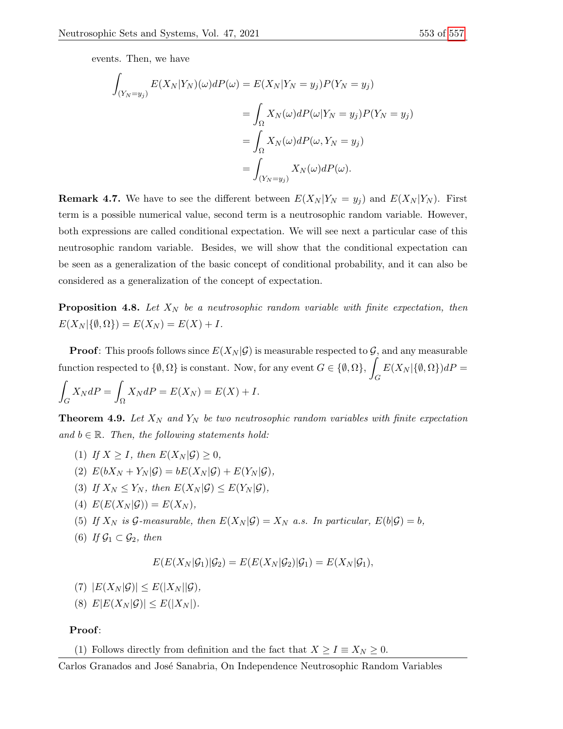events. Then, we have

$$
\begin{aligned}
\int_{(Y_N=y_j)} E(X_N|Y_N)(\omega)dP(\omega) &= E(X_N|Y_N=y_j)P(Y_N=y_j) \\
&= \int_{\Omega} X_N(\omega)dP(\omega|Y_N=y_j)P(Y_N=y_j) \\
&= \int_{\Omega} X_N(\omega)dP(\omega, Y_N=y_j) \\
&= \int_{(Y_N=y_j)} X_N(\omega)dP(\omega).
\end{aligned}
$$

**Remark 4.7.** We have to see the different between $E(X_N|Y_N = y_j)$ and $E(X_N|Y_N)$. First term is a possible numerical value, second term is a neutrosophic random variable. However, both expressions are called conditional expectation. We will see next a particular case of this neutrosophic random variable. Besides, we will show that the conditional expectation can be seen as a generalization of the basic concept of conditional probability, and it can also be considered as a generalization of the concept of expectation.

**Proposition 4.8.** *Let $X_N$ be a neutrosophic random variable with finite expectation, then $E(X_N|\{\emptyset,\Omega\}) = E(X_N) = E(X) + I$.*

**Proof**: This proofs follows since $E(X_N|\mathcal{G})$ is measurable respected to $\mathcal{G}$, and any measurable function respected to $\{\emptyset,\Omega\}$ is constant. Now, for any event $G \in \{\emptyset,\Omega\}$, $\int_G E(X_N|\{\emptyset,\Omega\})dP = \int_G X_N dP = \int_\Omega X_N dP = E(X_N) = E(X) + I$.

**Theorem 4.9.** *Let $X_N$ and $Y_N$ be two neutrosophic random variables with finite expectation and $b \in \mathbb{R}$. Then, the following statements hold:*

1. *If $X \geq I$, then $E(X_N|\mathcal{G}) \geq 0$,*
2. *$E(bX_N + Y_N|\mathcal{G}) = bE(X_N|\mathcal{G}) + E(Y_N|\mathcal{G})$,*
3. *If $X_N \leq Y_N$, then $E(X_N|\mathcal{G}) \leq E(Y_N|\mathcal{G})$,*
4. *$E(E(X_N|\mathcal{G})) = E(X_N)$,*
5. *If $X_N$ is $\mathcal{G}$-measurable, then $E(X_N|\mathcal{G}) = X_N$ a.s. In particular, $E(b|\mathcal{G}) = b$,*
6. *If $\mathcal{G}_1 \subset \mathcal{G}_2$, then*

$$E(E(X_N|\mathcal{G}_1)|\mathcal{G}_2) = E(E(X_N|\mathcal{G}_2)|\mathcal{G}_1) = E(X_N|\mathcal{G}_1),$$

7. *$|E(X_N|\mathcal{G})| \leq E(|X_N||\mathcal{G})$,*
8. *$E|E(X_N|\mathcal{G})| \leq E(|X_N|)$.*

**Proof**:

1. Follows directly from definition and the fact that $X \geq I \equiv X_N \geq 0$.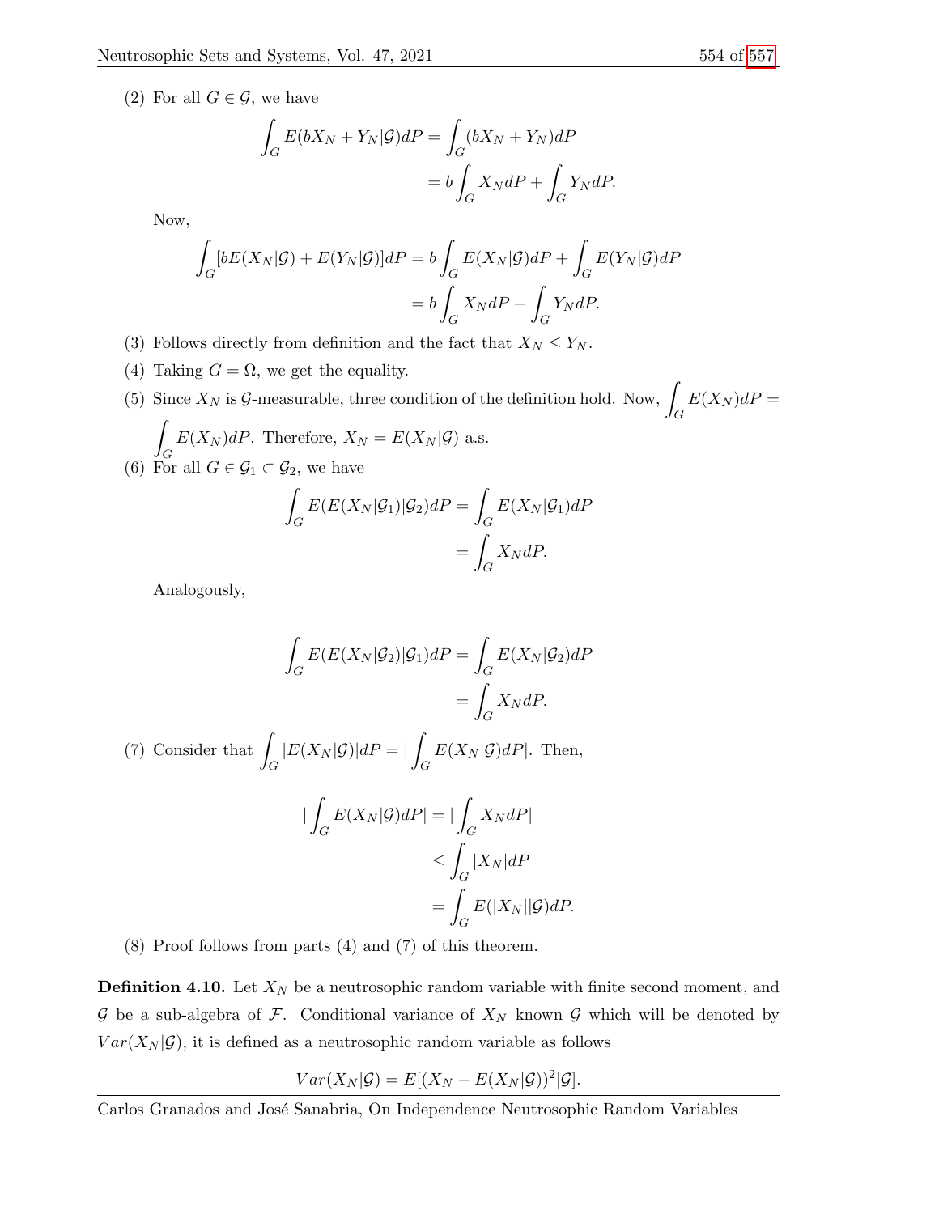(2) For all $G \in \mathcal{G}$, we have

$$\int_G E(bX_N + Y_N|\mathcal{G})dP = \int_G (bX_N + Y_N)dP$$
$$= b\int_G X_N dP + \int_G Y_N dP.$$

Now,

$$\int_G [bE(X_N|\mathcal{G}) + E(Y_N|\mathcal{G})]dP = b\int_G E(X_N|\mathcal{G})dP + \int_G E(Y_N|\mathcal{G})dP$$
$$= b\int_G X_N dP + \int_G Y_N dP.$$

(3) Follows directly from definition and the fact that $X_N \leq Y_N$.

(4) Taking $G = \Omega$, we get the equality.

(5) Since $X_N$ is $\mathcal{G}$-measurable, three condition of the definition hold. Now, $\int_G E(X_N)dP = \int_G E(X_N)dP$. Therefore, $X_N = E(X_N|\mathcal{G})$ a.s.

(6) For all $G \in \mathcal{G}_1 \subset \mathcal{G}_2$, we have

$$\int_G E(E(X_N|\mathcal{G}_1)|\mathcal{G}_2)dP = \int_G E(X_N|\mathcal{G}_1)dP$$
$$= \int_G X_N dP.$$

Analogously,

$$\int_G E(E(X_N|\mathcal{G}_2)|\mathcal{G}_1)dP = \int_G E(X_N|\mathcal{G}_2)dP$$
$$= \int_G X_N dP.$$

(7) Consider that $\int_G |E(X_N|\mathcal{G})|dP = |\int_G E(X_N|\mathcal{G})dP|$. Then,

$$|\int_G E(X_N|\mathcal{G})dP| = |\int_G X_N dP|$$
$$\leq \int_G |X_N|dP$$
$$= \int_G E(|X_N||\mathcal{G})dP.$$

(8) Proof follows from parts (4) and (7) of this theorem.

**Definition 4.10.** Let $X_N$ be a neutrosophic random variable with finite second moment, and $\mathcal{G}$ be a sub-algebra of $\mathcal{F}$. Conditional variance of $X_N$ known $\mathcal{G}$ which will be denoted by $Var(X_N|\mathcal{G})$, it is defined as a neutrosophic random variable as follows

$$Var(X_N|\mathcal{G}) = E[(X_N - E(X_N|\mathcal{G}))^2|\mathcal{G}].$$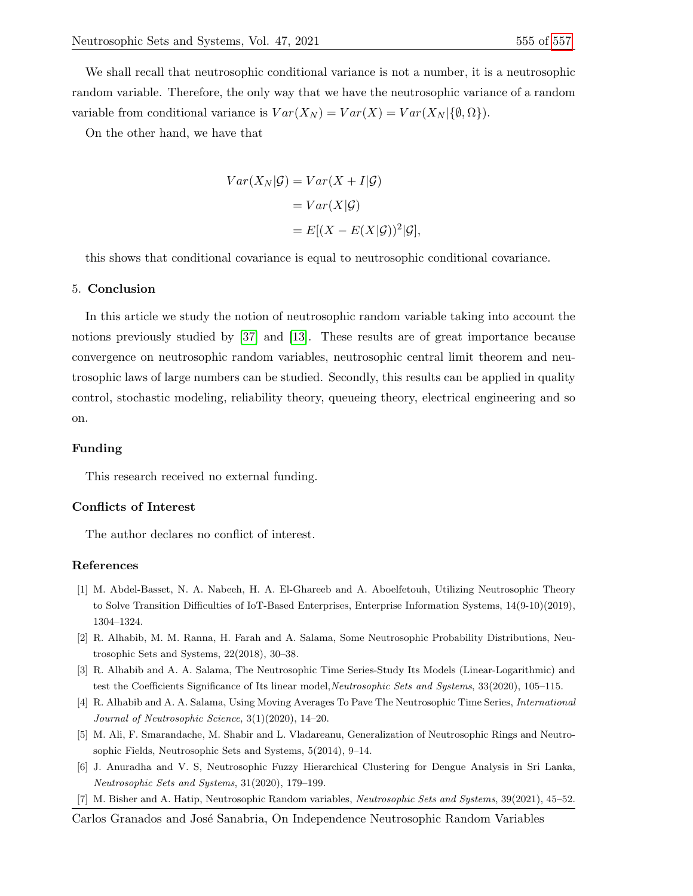We shall recall that neutrosophic conditional variance is not a number, it is a neutrosophic random variable. Therefore, the only way that we have the neutrosophic variance of a random variable from conditional variance is $Var(X_N) = Var(X) = Var(X_N|\{\emptyset, \Omega\})$.

On the other hand, we have that

$$
\begin{aligned}
Var(X_N|\mathcal{G}) &= Var(X + I|\mathcal{G}) \\
&= Var(X|\mathcal{G}) \\
&= E[(X - E(X|\mathcal{G}))^2|\mathcal{G}],
\end{aligned}
$$

this shows that conditional covariance is equal to neutrosophic conditional covariance.

## 5. Conclusion

In this article we study the notion of neutrosophic random variable taking into account the notions previously studied by [37] and [13]. These results are of great importance because convergence on neutrosophic random variables, neutrosophic central limit theorem and neutrosophic laws of large numbers can be studied. Secondly, this results can be applied in quality control, stochastic modeling, reliability theory, queueing theory, electrical engineering and so on.

## Funding

This research received no external funding.

## Conflicts of Interest

The author declares no conflict of interest.

## References

[1] M. Abdel-Basset, N. A. Nabeeh, H. A. El-Ghareeb and A. Aboelfetouh, Utilizing Neutrosophic Theory to Solve Transition Difficulties of IoT-Based Enterprises, Enterprise Information Systems, 14(9-10)(2019), 1304–1324.

[2] R. Alhabib, M. M. Ranna, H. Farah and A. Salama, Some Neutrosophic Probability Distributions, Neutrosophic Sets and Systems, 22(2018), 30–38.

[3] R. Alhabib and A. A. Salama, The Neutrosophic Time Series-Study Its Models (Linear-Logarithmic) and test the Coefficients Significance of Its linear model,*Neutrosophic Sets and Systems*, 33(2020), 105–115.

[4] R. Alhabib and A. A. Salama, Using Moving Averages To Pave The Neutrosophic Time Series, *International Journal of Neutrosophic Science*, 3(1)(2020), 14–20.

[5] M. Ali, F. Smarandache, M. Shabir and L. Vladareanu, Generalization of Neutrosophic Rings and Neutrosophic Fields, Neutrosophic Sets and Systems, 5(2014), 9–14.

[6] J. Anuradha and V. S, Neutrosophic Fuzzy Hierarchical Clustering for Dengue Analysis in Sri Lanka, *Neutrosophic Sets and Systems*, 31(2020), 179–199.

[7] M. Bisher and A. Hatip, Neutrosophic Random variables, *Neutrosophic Sets and Systems*, 39(2021), 45–52.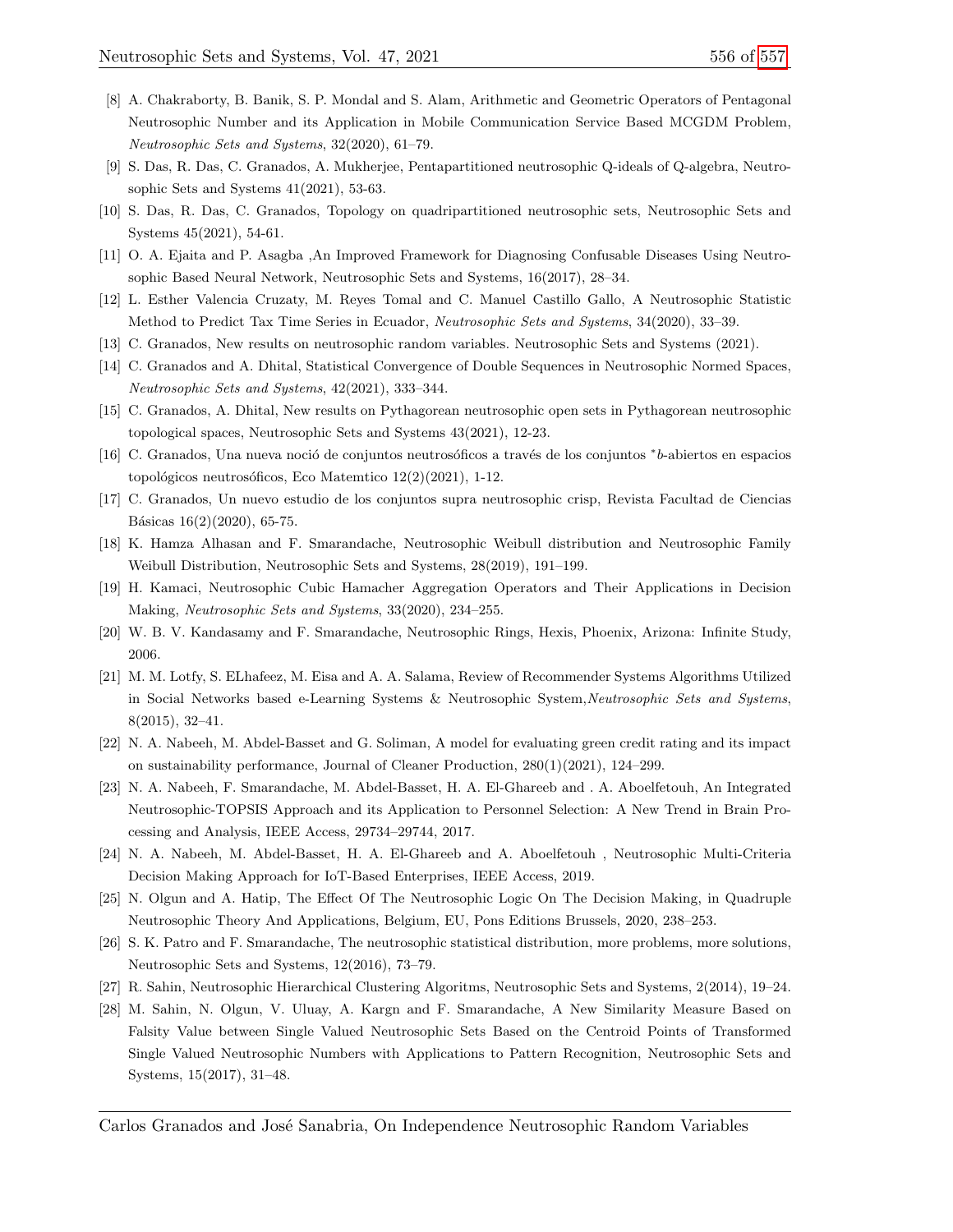[8] A. Chakraborty, B. Banik, S. P. Mondal and S. Alam, Arithmetic and Geometric Operators of Pentagonal Neutrosophic Number and its Application in Mobile Communication Service Based MCGDM Problem, *Neutrosophic Sets and Systems*, 32(2020), 61–79.

[9] S. Das, R. Das, C. Granados, A. Mukherjee, Pentapartitioned neutrosophic Q-ideals of Q-algebra, Neutrosophic Sets and Systems 41(2021), 53-63.

[10] S. Das, R. Das, C. Granados, Topology on quadripartitioned neutrosophic sets, Neutrosophic Sets and Systems 45(2021), 54-61.

[11] O. A. Ejaita and P. Asagba ,An Improved Framework for Diagnosing Confusable Diseases Using Neutrosophic Based Neural Network, Neutrosophic Sets and Systems, 16(2017), 28–34.

[12] L. Esther Valencia Cruzaty, M. Reyes Tomal and C. Manuel Castillo Gallo, A Neutrosophic Statistic Method to Predict Tax Time Series in Ecuador, *Neutrosophic Sets and Systems*, 34(2020), 33–39.

[13] C. Granados, New results on neutrosophic random variables. Neutrosophic Sets and Systems (2021).

[14] C. Granados and A. Dhital, Statistical Convergence of Double Sequences in Neutrosophic Normed Spaces, *Neutrosophic Sets and Systems*, 42(2021), 333–344.

[15] C. Granados, A. Dhital, New results on Pythagorean neutrosophic open sets in Pythagorean neutrosophic topological spaces, Neutrosophic Sets and Systems 43(2021), 12-23.

[16] C. Granados, Una nueva noció de conjuntos neutrosóficos a través de los conjuntos $^{*}b$-abiertos en espacios topológicos neutrosóficos, Eco Matemtico 12(2)(2021), 1-12.

[17] C. Granados, Un nuevo estudio de los conjuntos supra neutrosophic crisp, Revista Facultad de Ciencias Básicas 16(2)(2020), 65-75.

[18] K. Hamza Alhasan and F. Smarandache, Neutrosophic Weibull distribution and Neutrosophic Family Weibull Distribution, Neutrosophic Sets and Systems, 28(2019), 191–199.

[19] H. Kamaci, Neutrosophic Cubic Hamacher Aggregation Operators and Their Applications in Decision Making, *Neutrosophic Sets and Systems*, 33(2020), 234–255.

[20] W. B. V. Kandasamy and F. Smarandache, Neutrosophic Rings, Hexis, Phoenix, Arizona: Infinite Study, 2006.

[21] M. M. Lotfy, S. ELhafeez, M. Eisa and A. A. Salama, Review of Recommender Systems Algorithms Utilized in Social Networks based e-Learning Systems & Neutrosophic System,*Neutrosophic Sets and Systems*, 8(2015), 32–41.

[22] N. A. Nabeeh, M. Abdel-Basset and G. Soliman, A model for evaluating green credit rating and its impact on sustainability performance, Journal of Cleaner Production, 280(1)(2021), 124–299.

[23] N. A. Nabeeh, F. Smarandache, M. Abdel-Basset, H. A. El-Ghareeb and . A. Aboelfetouh, An Integrated Neutrosophic-TOPSIS Approach and its Application to Personnel Selection: A New Trend in Brain Processing and Analysis, IEEE Access, 29734–29744, 2017.

[24] N. A. Nabeeh, M. Abdel-Basset, H. A. El-Ghareeb and A. Aboelfetouh , Neutrosophic Multi-Criteria Decision Making Approach for IoT-Based Enterprises, IEEE Access, 2019.

[25] N. Olgun and A. Hatip, The Effect Of The Neutrosophic Logic On The Decision Making, in Quadruple Neutrosophic Theory And Applications, Belgium, EU, Pons Editions Brussels, 2020, 238–253.

[26] S. K. Patro and F. Smarandache, The neutrosophic statistical distribution, more problems, more solutions, Neutrosophic Sets and Systems, 12(2016), 73–79.

[27] R. Sahin, Neutrosophic Hierarchical Clustering Algoritms, Neutrosophic Sets and Systems, 2(2014), 19–24.

[28] M. Sahin, N. Olgun, V. Uluay, A. Kargn and F. Smarandache, A New Similarity Measure Based on Falsity Value between Single Valued Neutrosophic Sets Based on the Centroid Points of Transformed Single Valued Neutrosophic Numbers with Applications to Pattern Recognition, Neutrosophic Sets and Systems, 15(2017), 31–48.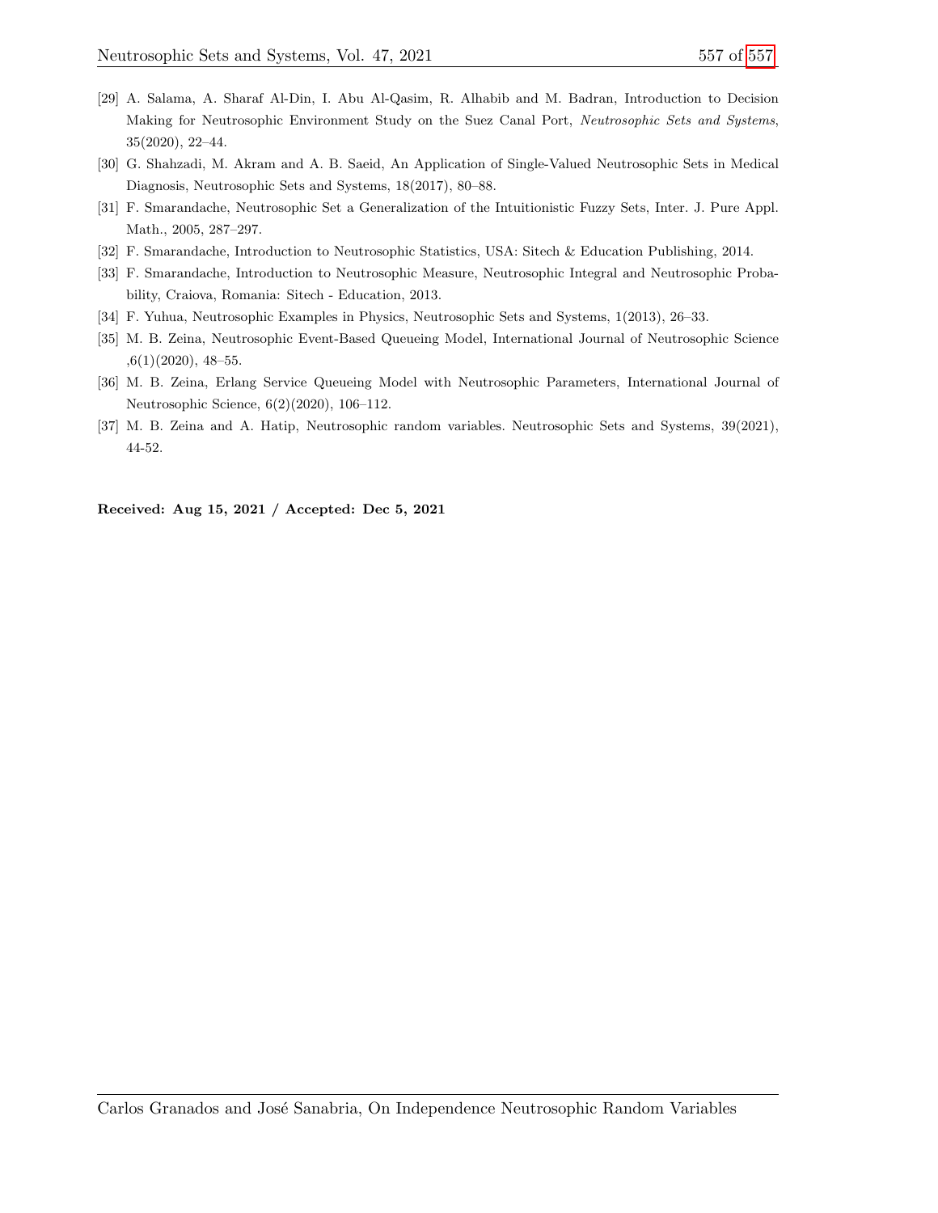[29] A. Salama, A. Sharaf Al-Din, I. Abu Al-Qasim, R. Alhabib and M. Badran, Introduction to Decision Making for Neutrosophic Environment Study on the Suez Canal Port, *Neutrosophic Sets and Systems*, 35(2020), 22–44.

[30] G. Shahzadi, M. Akram and A. B. Saeid, An Application of Single-Valued Neutrosophic Sets in Medical Diagnosis, Neutrosophic Sets and Systems, 18(2017), 80–88.

[31] F. Smarandache, Neutrosophic Set a Generalization of the Intuitionistic Fuzzy Sets, Inter. J. Pure Appl. Math., 2005, 287–297.

[32] F. Smarandache, Introduction to Neutrosophic Statistics, USA: Sitech & Education Publishing, 2014.

[33] F. Smarandache, Introduction to Neutrosophic Measure, Neutrosophic Integral and Neutrosophic Probability, Craiova, Romania: Sitech - Education, 2013.

[34] F. Yuhua, Neutrosophic Examples in Physics, Neutrosophic Sets and Systems, 1(2013), 26–33.

[35] M. B. Zeina, Neutrosophic Event-Based Queueing Model, International Journal of Neutrosophic Science ,6(1)(2020), 48–55.

[36] M. B. Zeina, Erlang Service Queueing Model with Neutrosophic Parameters, International Journal of Neutrosophic Science, 6(2)(2020), 106–112.

[37] M. B. Zeina and A. Hatip, Neutrosophic random variables. Neutrosophic Sets and Systems, 39(2021), 44-52.

**Received: Aug 15, 2021 / Accepted: Dec 5, 2021**